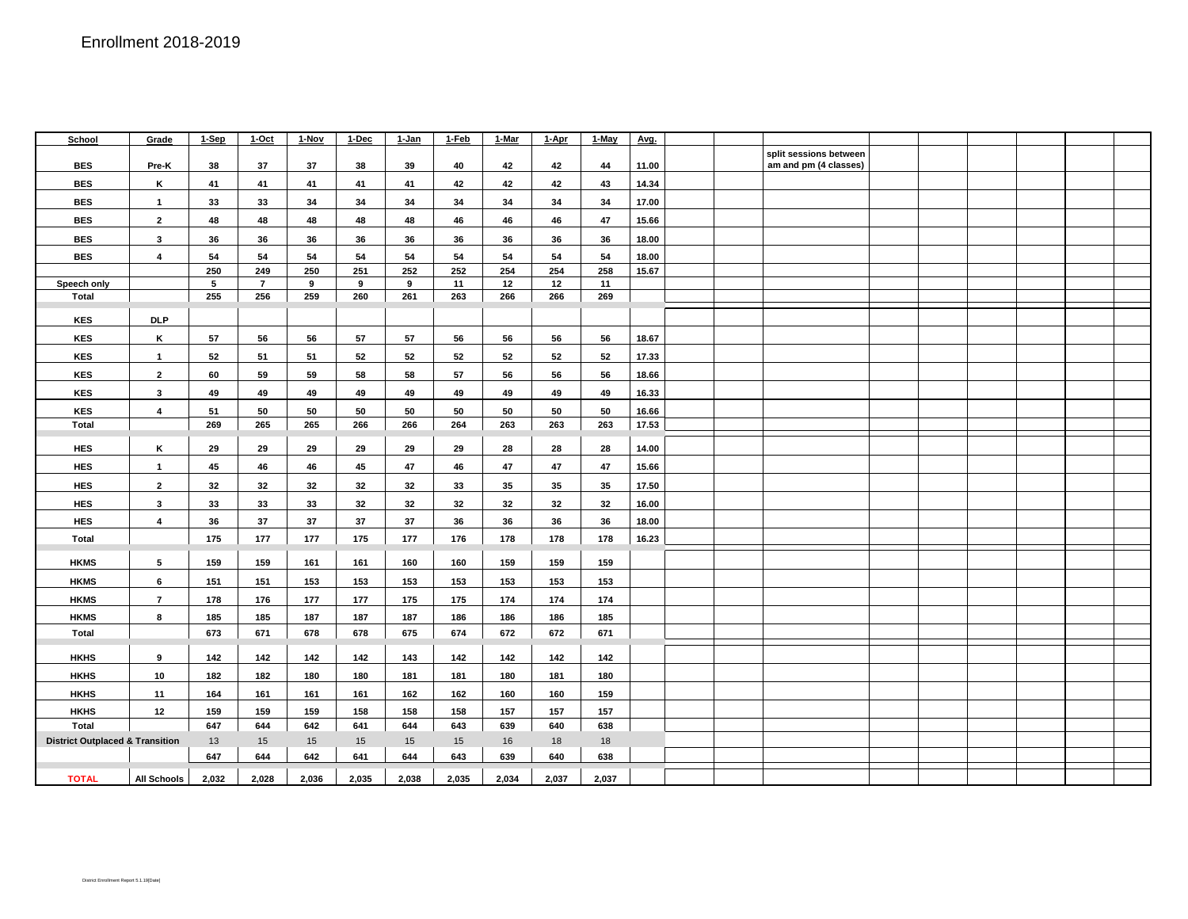# Enrollment 2018-2019

| School | Grade | 1-Sep | 1-Oct | 1-Nov | 1-Dec | 1-Jan | 1-Feb | 1-Mar | 1-Apr | 1-May | Avg. | | | | | | | | | |
|---|---|---|---|---|---|---|---|---|---|---|---|---|---|---|---|---|---|---|---|---|
| BES | Pre-K | 38 | 37 | 37 | 38 | 39 | 40 | 42 | 42 | 44 | 11.00 | | | split sessions between am and pm (4 classes) | | | | | | |
| BES | K | 41 | 41 | 41 | 41 | 41 | 42 | 42 | 42 | 43 | 14.34 | | | | | | | | | |
| BES | 1 | 33 | 33 | 34 | 34 | 34 | 34 | 34 | 34 | 34 | 17.00 | | | | | | | | | |
| BES | 2 | 48 | 48 | 48 | 48 | 48 | 46 | 46 | 46 | 47 | 15.66 | | | | | | | | | |
| BES | 3 | 36 | 36 | 36 | 36 | 36 | 36 | 36 | 36 | 36 | 18.00 | | | | | | | | | |
| BES | 4 | 54 | 54 | 54 | 54 | 54 | 54 | 54 | 54 | 54 | 18.00 | | | | | | | | | |
| | | 250 | 249 | 250 | 251 | 252 | 252 | 254 | 254 | 258 | 15.67 | | | | | | | | | |
| Speech only | | 5 | 7 | 9 | 9 | 9 | 11 | 12 | 12 | 11 | | | | | | | | | | |
| Total | | 255 | 256 | 259 | 260 | 261 | 263 | 266 | 266 | 269 | | | | | | | | | | |
| KES | DLP | | | | | | | | | | | | | | | | | | | |
| KES | K | 57 | 56 | 56 | 57 | 57 | 56 | 56 | 56 | 56 | 18.67 | | | | | | | | | |
| KES | 1 | 52 | 51 | 51 | 52 | 52 | 52 | 52 | 52 | 52 | 17.33 | | | | | | | | | |
| KES | 2 | 60 | 59 | 59 | 58 | 58 | 57 | 56 | 56 | 56 | 18.66 | | | | | | | | | |
| KES | 3 | 49 | 49 | 49 | 49 | 49 | 49 | 49 | 49 | 49 | 16.33 | | | | | | | | | |
| KES | 4 | 51 | 50 | 50 | 50 | 50 | 50 | 50 | 50 | 50 | 16.66 | | | | | | | | | |
| Total | | 269 | 265 | 265 | 266 | 266 | 264 | 263 | 263 | 263 | 17.53 | | | | | | | | | |
| HES | K | 29 | 29 | 29 | 29 | 29 | 29 | 28 | 28 | 28 | 14.00 | | | | | | | | | |
| HES | 1 | 45 | 46 | 46 | 45 | 47 | 46 | 47 | 47 | 47 | 15.66 | | | | | | | | | |
| HES | 2 | 32 | 32 | 32 | 32 | 32 | 33 | 35 | 35 | 35 | 17.50 | | | | | | | | | |
| HES | 3 | 33 | 33 | 33 | 32 | 32 | 32 | 32 | 32 | 32 | 16.00 | | | | | | | | | |
| HES | 4 | 36 | 37 | 37 | 37 | 37 | 36 | 36 | 36 | 36 | 18.00 | | | | | | | | | |
| Total | | 175 | 177 | 177 | 175 | 177 | 176 | 178 | 178 | 178 | 16.23 | | | | | | | | | |
| HKMS | 5 | 159 | 159 | 161 | 161 | 160 | 160 | 159 | 159 | 159 | | | | | | | | | | |
| HKMS | 6 | 151 | 151 | 153 | 153 | 153 | 153 | 153 | 153 | 153 | | | | | | | | | | |
| HKMS | 7 | 178 | 176 | 177 | 177 | 175 | 175 | 174 | 174 | 174 | | | | | | | | | | |
| HKMS | 8 | 185 | 185 | 187 | 187 | 187 | 186 | 186 | 186 | 185 | | | | | | | | | | |
| Total | | 673 | 671 | 678 | 678 | 675 | 674 | 672 | 672 | 671 | | | | | | | | | | |
| HKHS | 9 | 142 | 142 | 142 | 142 | 143 | 142 | 142 | 142 | 142 | | | | | | | | | | |
| HKHS | 10 | 182 | 182 | 180 | 180 | 181 | 181 | 180 | 181 | 180 | | | | | | | | | | |
| HKHS | 11 | 164 | 161 | 161 | 161 | 162 | 162 | 160 | 160 | 159 | | | | | | | | | | |
| HKHS | 12 | 159 | 159 | 159 | 158 | 158 | 158 | 157 | 157 | 157 | | | | | | | | | | |
| Total | | 647 | 644 | 642 | 641 | 644 | 643 | 639 | 640 | 638 | | | | | | | | | | |
| District Outplaced & Transition | | 13 | 15 | 15 | 15 | 15 | 15 | 16 | 18 | 18 | | | | | | | | | | |
| | | 647 | 644 | 642 | 641 | 644 | 643 | 639 | 640 | 638 | | | | | | | | | | |
| TOTAL | All Schools | 2,032 | 2,028 | 2,036 | 2,035 | 2,038 | 2,035 | 2,034 | 2,037 | 2,037 | | | | | | | | | | |

District Enrollment Report 5.1.19[Date]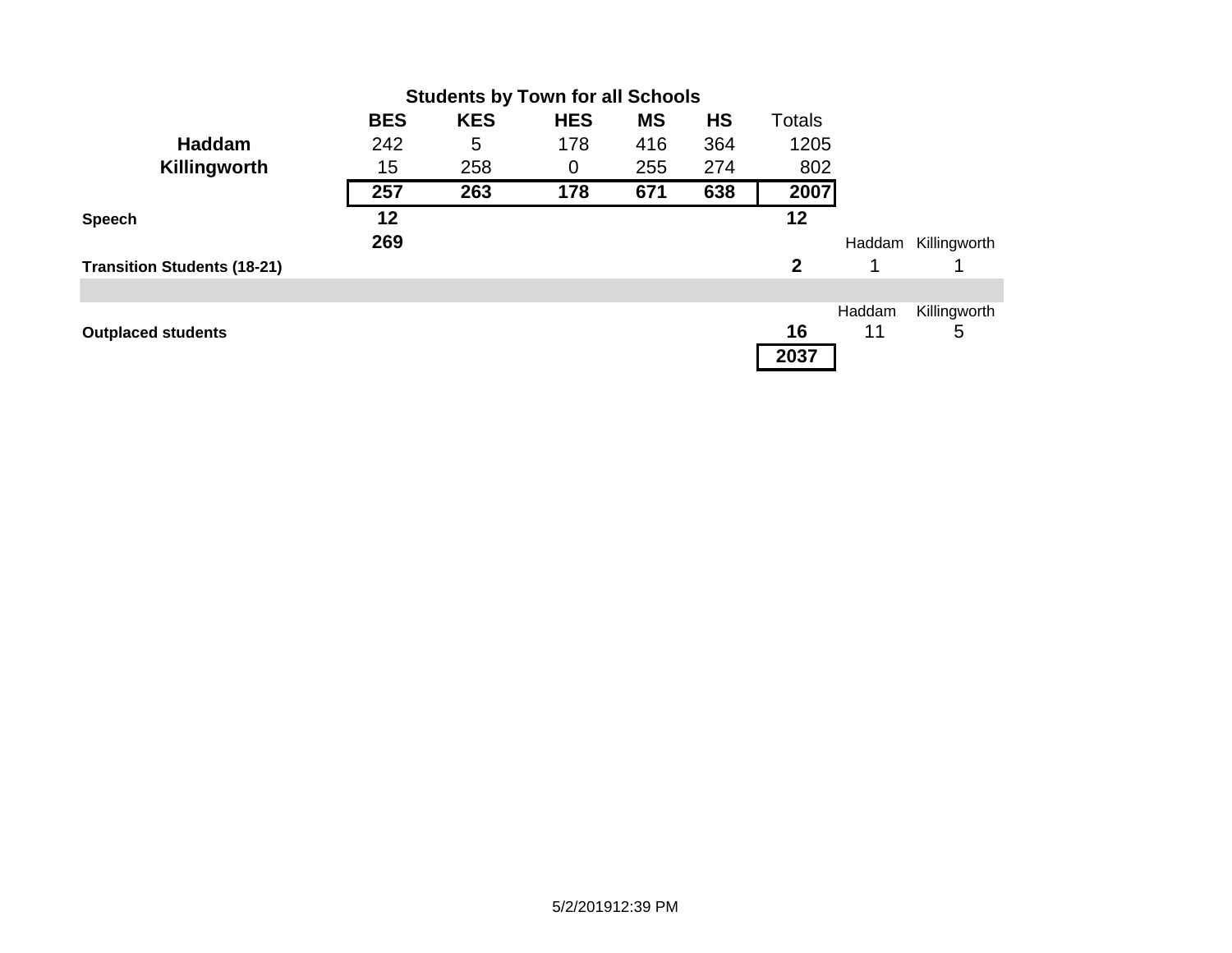**Students by Town for all Schools**

| | BES | KES | HES | MS | HS | Totals | | |
|---|---|---|---|---|---|---|---|---|
| **Haddam** | 242 | 5 | 178 | 416 | 364 | 1205 | | |
| **Killingworth** | 15 | 258 | 0 | 255 | 274 | 802 | | |
| | **257** | **263** | **178** | **671** | **638** | **2007** | | |
| **Speech** | **12** | | | | | **12** | | |
| | **269** | | | | | | Haddam | Killingworth |
| **Transition Students (18-21)** | | | | | | **2** | 1 | 1 |
| | | | | | | | Haddam | Killingworth |
| **Outplaced students** | | | | | | **16** | 11 | 5 |
| | | | | | | **2037** | | |

5/2/201912:39 PM